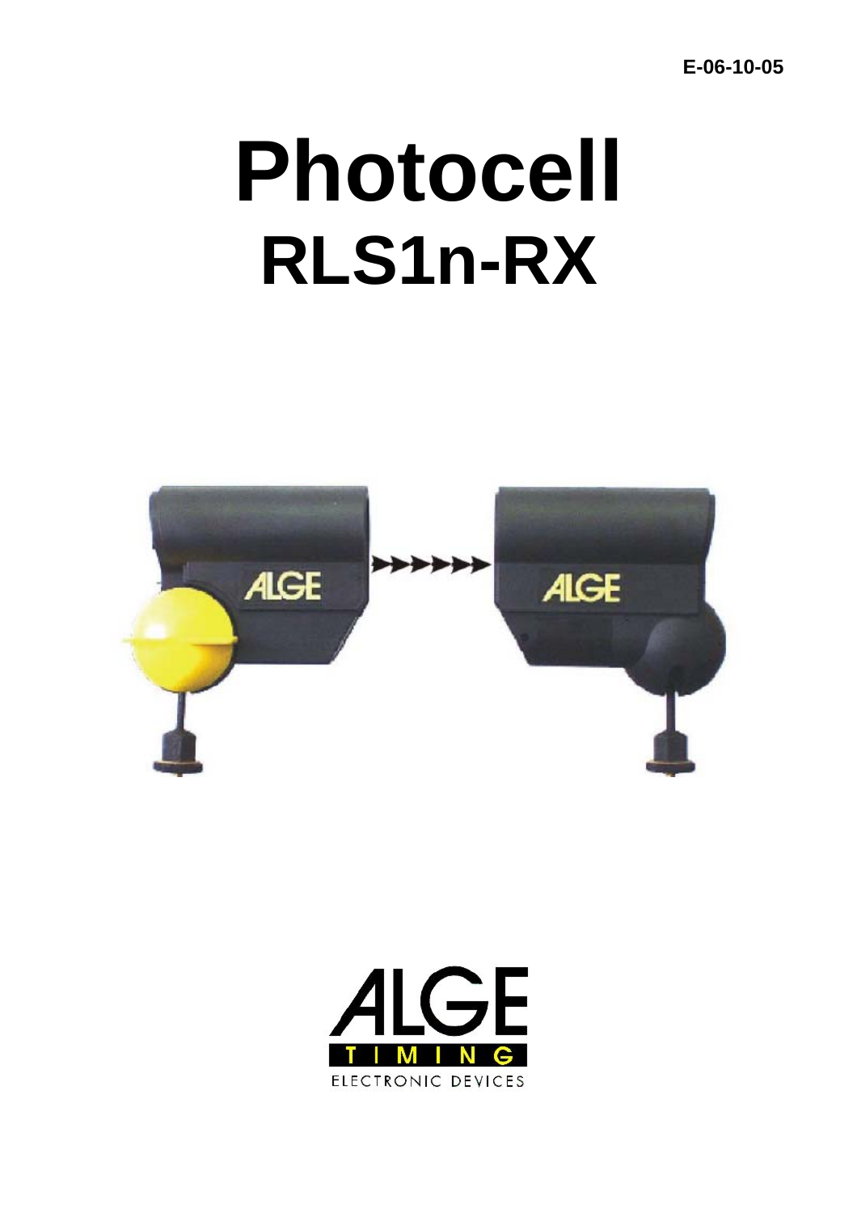E-06-10-05

# Photocell
## RLS1n-RX

ALGE TIMING
ELECTRONIC DEVICES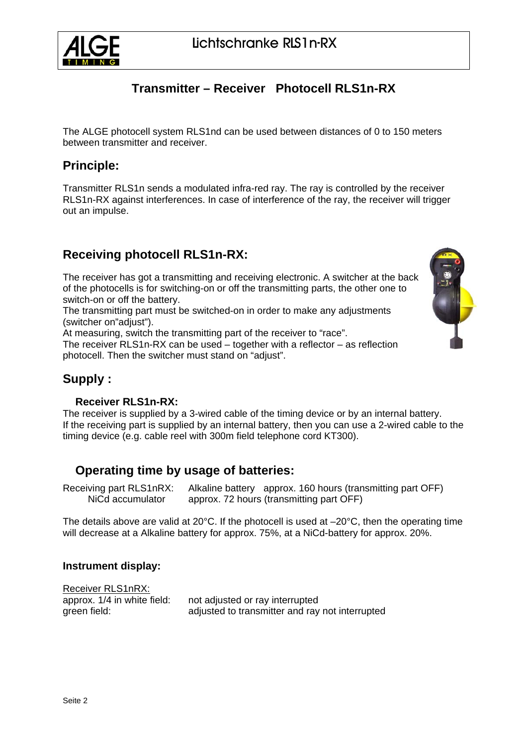# Transmitter – Receiver Photocell RLS1n-RX

The ALGE photocell system RLS1nd can be used between distances of 0 to 150 meters between transmitter and receiver.

## Principle:

Transmitter RLS1n sends a modulated infra-red ray. The ray is controlled by the receiver RLS1n-RX against interferences. In case of interference of the ray, the receiver will trigger out an impulse.

## Receiving photocell RLS1n-RX:

The receiver has got a transmitting and receiving electronic. A switcher at the back of the photocells is for switching-on or off the transmitting parts, the other one to switch-on or off the battery.
The transmitting part must be switched-on in order to make any adjustments (switcher on"adjust").
At measuring, switch the transmitting part of the receiver to "race".
The receiver RLS1n-RX can be used – together with a reflector – as reflection photocell. Then the switcher must stand on "adjust".

## Supply :

### Receiver RLS1n-RX:

The receiver is supplied by a 3-wired cable of the timing device or by an internal battery.
If the receiving part is supplied by an internal battery, then you can use a 2-wired cable to the timing device (e.g. cable reel with 300m field telephone cord KT300).

## Operating time by usage of batteries:

| | | |
|---|---|---|
| Receiving part RLS1nRX: | Alkaline battery | approx. 160 hours (transmitting part OFF) |
| | NiCd accumulator | approx. 72 hours (transmitting part OFF) |

The details above are valid at 20°C. If the photocell is used at –20°C, then the operating time will decrease at a Alkaline battery for approx. 75%, at a NiCd-battery for approx. 20%.

### Instrument display:

Receiver RLS1nRX:

| | |
|---|---|
| approx. 1/4 in white field: | not adjusted or ray interrupted |
| green field: | adjusted to transmitter and ray not interrupted |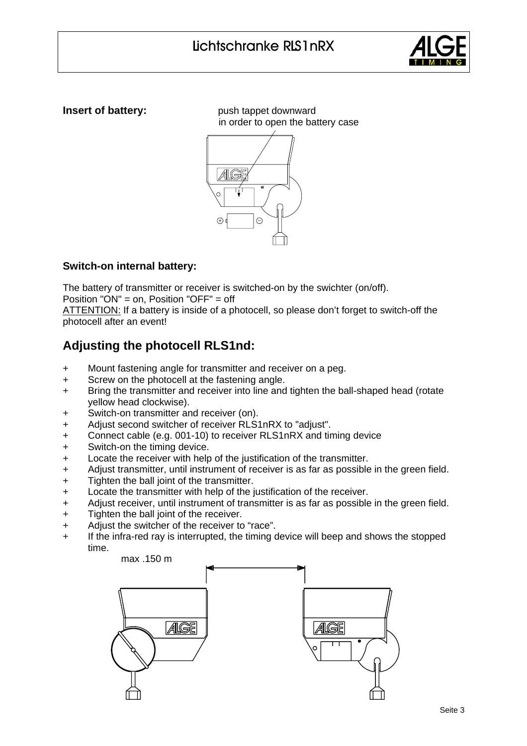**Insert of battery:**

push tappet downward in order to open the battery case

### Switch-on internal battery:

The battery of transmitter or receiver is switched-on by the swichter (on/off).
Position "ON" = on, Position "OFF" = off
ATTENTION: If a battery is inside of a photocell, so please don't forget to switch-off the photocell after an event!

## Adjusting the photocell RLS1nd:

- Mount fastening angle for transmitter and receiver on a peg.
- Screw on the photocell at the fastening angle.
- Bring the transmitter and receiver into line and tighten the ball-shaped head (rotate yellow head clockwise).
- Switch-on transmitter and receiver (on).
- Adjust second switcher of receiver RLS1nRX to "adjust".
- Connect cable (e.g. 001-10) to receiver RLS1nRX and timing device
- Switch-on the timing device.
- Locate the receiver with help of the justification of the transmitter.
- Adjust transmitter, until instrument of receiver is as far as possible in the green field.
- Tighten the ball joint of the transmitter.
- Locate the transmitter with help of the justification of the receiver.
- Adjust receiver, until instrument of transmitter is as far as possible in the green field.
- Tighten the ball joint of the receiver.
- Adjust the switcher of the receiver to "race".
- If the infra-red ray is interrupted, the timing device will beep and shows the stopped time.

max .150 m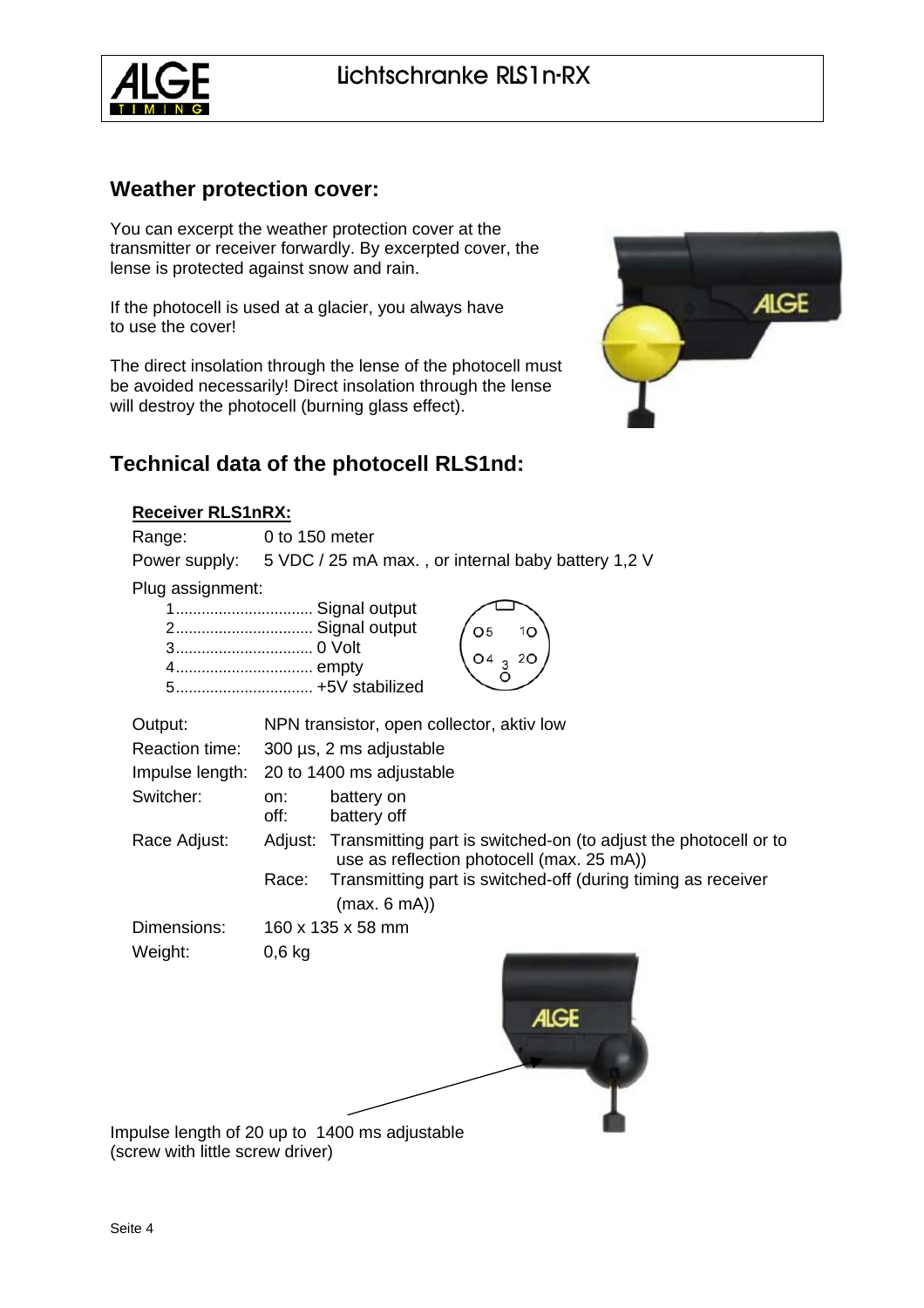## Weather protection cover:

You can excerpt the weather protection cover at the transmitter or receiver forwardly. By excerpted cover, the lense is protected against snow and rain.

If the photocell is used at a glacier, you always have to use the cover!

The direct insolation through the lense of the photocell must be avoided necessarily! Direct insolation through the lense will destroy the photocell (burning glass effect).

## Technical data of the photocell RLS1nd:

**Receiver RLS1nRX:**

Range: 0 to 150 meter

Power supply: 5 VDC / 25 mA max. , or internal baby battery 1,2 V

Plug assignment:

1................................ Signal output
2................................ Signal output
3................................ 0 Volt
4................................ empty
5................................ +5V stabilized

Output: NPN transistor, open collector, aktiv low

Reaction time: 300 µs, 2 ms adjustable

Impulse length: 20 to 1400 ms adjustable

Switcher: on: battery on
off: battery off

Race Adjust: Adjust: Transmitting part is switched-on (to adjust the photocell or to use as reflection photocell (max. 25 mA))
Race: Transmitting part is switched-off (during timing as receiver (max. 6 mA))

Dimensions: 160 x 135 x 58 mm

Weight: 0,6 kg

Impulse length of 20 up to 1400 ms adjustable
(screw with little screw driver)